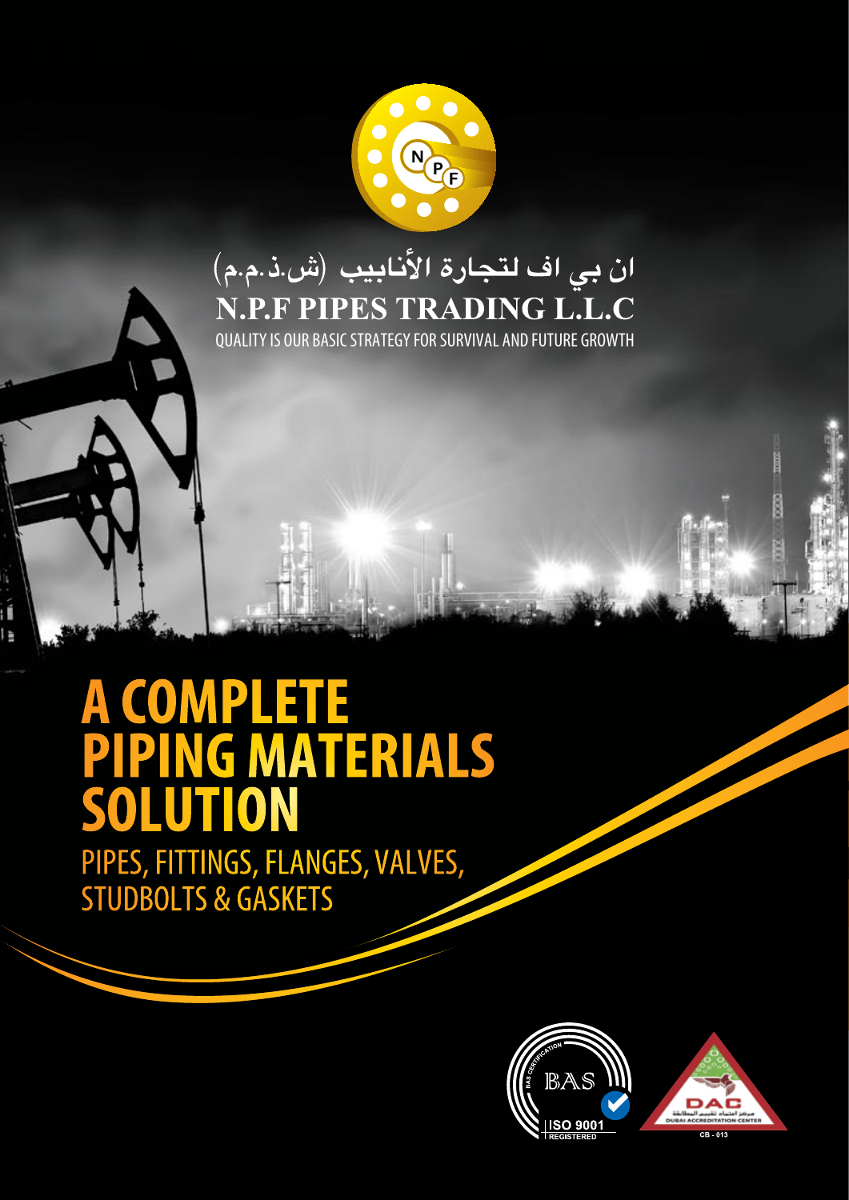ان بي اف لتجارة الأنابيب (ش.ذ.م.م)

# N.P.F PIPES TRADING L.L.C

QUALITY IS OUR BASIC STRATEGY FOR SURVIVAL AND FUTURE GROWTH

# A COMPLETE PIPING MATERIALS SOLUTION

## PIPES, FITTINGS, FLANGES, VALVES, STUDBOLTS & GASKETS

BAS CERTIFICATION
ISO 9001 REGISTERED

DAC
مركز اعتماد تقييم المطابقة
DUBAI ACCREDITATION CENTER
CB - 013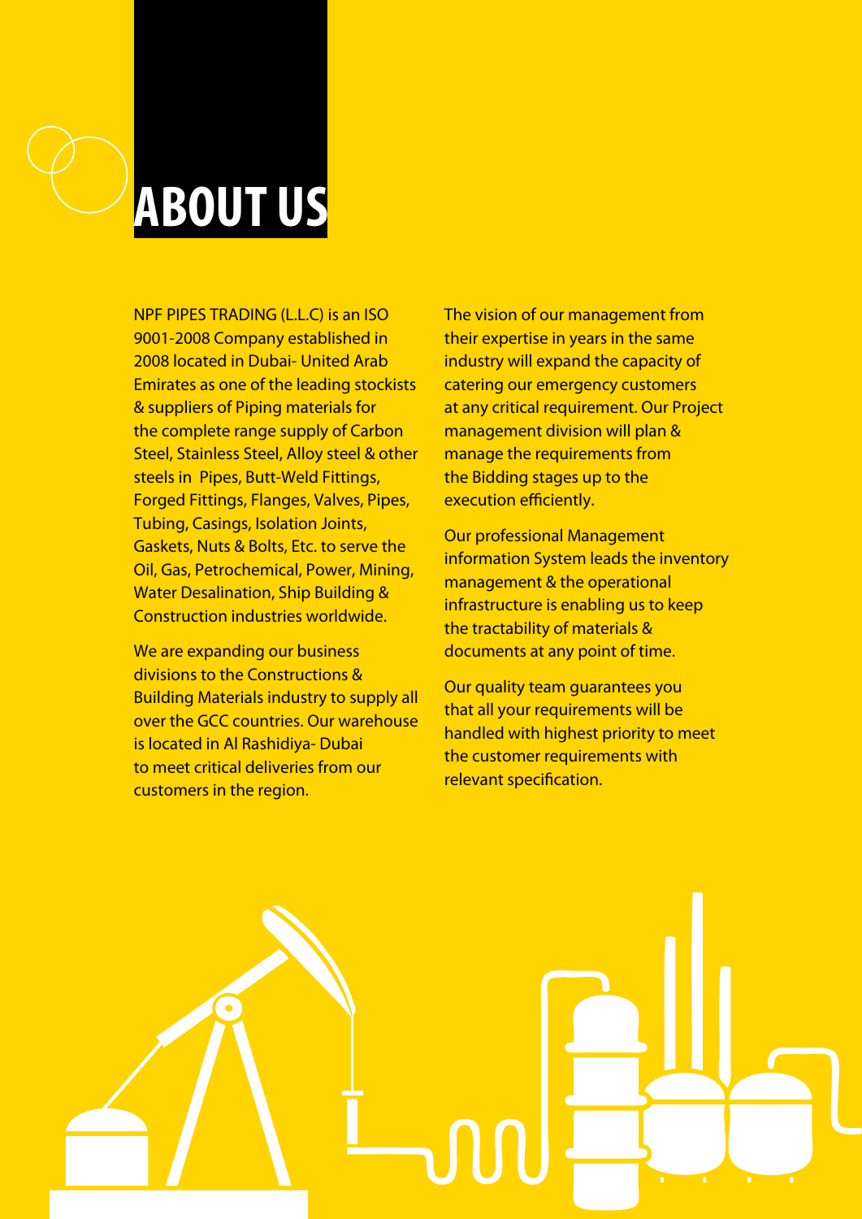# ABOUT US

NPF PIPES TRADING (L.L.C) is an ISO 9001-2008 Company established in 2008 located in Dubai- United Arab Emirates as one of the leading stockists & suppliers of Piping materials for the complete range supply of Carbon Steel, Stainless Steel, Alloy steel & other steels in Pipes, Butt-Weld Fittings, Forged Fittings, Flanges, Valves, Pipes, Tubing, Casings, Isolation Joints, Gaskets, Nuts & Bolts, Etc. to serve the Oil, Gas, Petrochemical, Power, Mining, Water Desalination, Ship Building & Construction industries worldwide.

We are expanding our business divisions to the Constructions & Building Materials industry to supply all over the GCC countries. Our warehouse is located in Al Rashidiya- Dubai to meet critical deliveries from our customers in the region.

The vision of our management from their expertise in years in the same industry will expand the capacity of catering our emergency customers at any critical requirement. Our Project management division will plan & manage the requirements from the Bidding stages up to the execution efficiently.

Our professional Management information System leads the inventory management & the operational infrastructure is enabling us to keep the tractability of materials & documents at any point of time.

Our quality team guarantees you that all your requirements will be handled with highest priority to meet the customer requirements with relevant specification.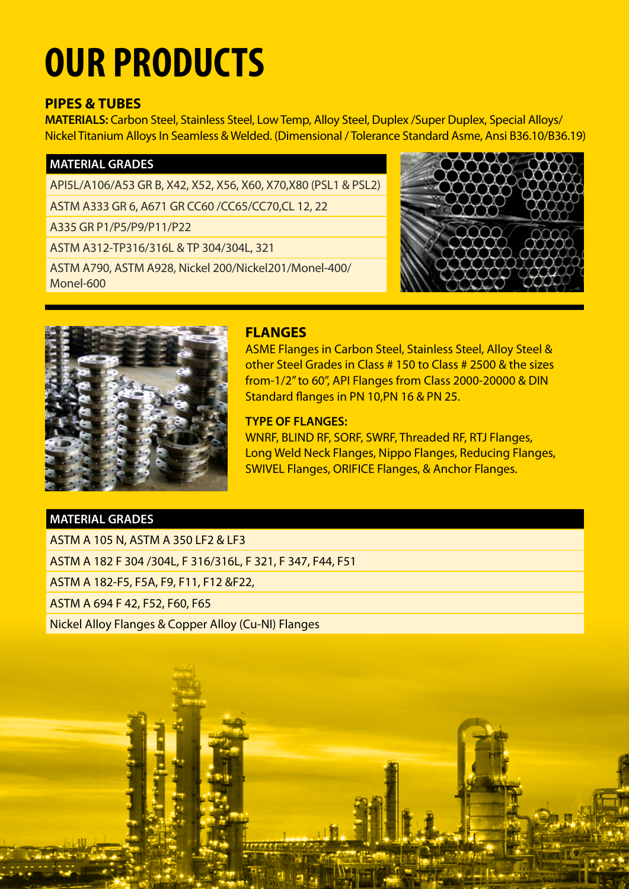# OUR PRODUCTS

## PIPES & TUBES

**MATERIALS:** Carbon Steel, Stainless Steel, Low Temp, Alloy Steel, Duplex /Super Duplex, Special Alloys/ Nickel Titanium Alloys In Seamless & Welded. (Dimensional / Tolerance Standard Asme, Ansi B36.10/B36.19)

| MATERIAL GRADES |
|---|
| API5L/A106/A53 GR B, X42, X52, X56, X60, X70,X80 (PSL1 & PSL2) |
| ASTM A333 GR 6, A671 GR CC60 /CC65/CC70,CL 12, 22 |
| A335 GR P1/P5/P9/P11/P22 |
| ASTM A312-TP316/316L & TP 304/304L, 321 |
| ASTM A790, ASTM A928, Nickel 200/Nickel201/Monel-400/ Monel-600 |

## FLANGES

ASME Flanges in Carbon Steel, Stainless Steel, Alloy Steel & other Steel Grades in Class # 150 to Class # 2500 & the sizes from-1/2" to 60", API Flanges from Class 2000-20000 & DIN Standard flanges in PN 10,PN 16 & PN 25.

**TYPE OF FLANGES:**

WNRF, BLIND RF, SORF, SWRF, Threaded RF, RTJ Flanges, Long Weld Neck Flanges, Nippo Flanges, Reducing Flanges, SWIVEL Flanges, ORIFICE Flanges, & Anchor Flanges.

| MATERIAL GRADES |
|---|
| ASTM A 105 N, ASTM A 350 LF2 & LF3 |
| ASTM A 182 F 304 /304L, F 316/316L, F 321, F 347, F44, F51 |
| ASTM A 182-F5, F5A, F9, F11, F12 &F22, |
| ASTM A 694 F 42, F52, F60, F65 |
| Nickel Alloy Flanges & Copper Alloy (Cu-NI) Flanges |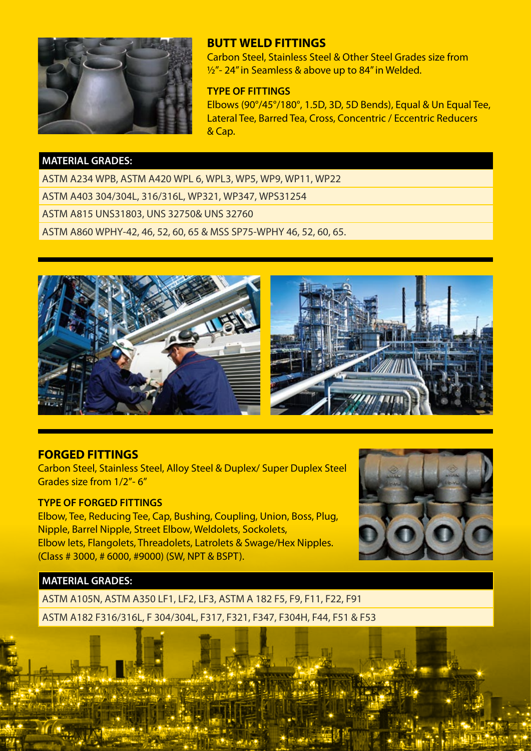## BUTT WELD FITTINGS

Carbon Steel, Stainless Steel & Other Steel Grades size from ½"- 24" in Seamless & above up to 84" in Welded.

### TYPE OF FITTINGS

Elbows (90°/45°/180°, 1.5D, 3D, 5D Bends), Equal & Un Equal Tee, Lateral Tee, Barred Tea, Cross, Concentric / Eccentric Reducers & Cap.

| MATERIAL GRADES: |
|---|
| ASTM A234 WPB, ASTM A420 WPL 6, WPL3, WP5, WP9, WP11, WP22 |
| ASTM A403 304/304L, 316/316L, WP321, WP347, WPS31254 |
| ASTM A815 UNS31803, UNS 32750& UNS 32760 |
| ASTM A860 WPHY-42, 46, 52, 60, 65 & MSS SP75-WPHY 46, 52, 60, 65. |

## FORGED FITTINGS

Carbon Steel, Stainless Steel, Alloy Steel & Duplex/ Super Duplex Steel Grades size from 1/2"- 6"

### TYPE OF FORGED FITTINGS

Elbow, Tee, Reducing Tee, Cap, Bushing, Coupling, Union, Boss, Plug, Nipple, Barrel Nipple, Street Elbow, Weldolets, Sockolets, Elbow lets, Flangolets, Threadolets, Latrolets & Swage/Hex Nipples. (Class # 3000, # 6000, #9000) (SW, NPT & BSPT).

| MATERIAL GRADES: |
|---|
| ASTM A105N, ASTM A350 LF1, LF2, LF3, ASTM A 182 F5, F9, F11, F22, F91 |
| ASTM A182 F316/316L, F 304/304L, F317, F321, F347, F304H, F44, F51 & F53 |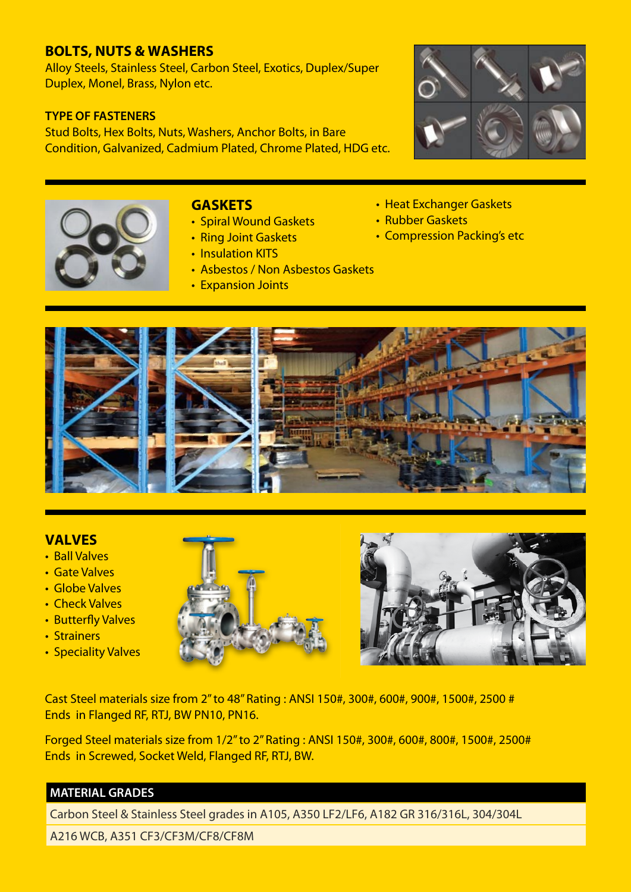## BOLTS, NUTS & WASHERS

Alloy Steels, Stainless Steel, Carbon Steel, Exotics, Duplex/Super Duplex, Monel, Brass, Nylon etc.

### TYPE OF FASTENERS

Stud Bolts, Hex Bolts, Nuts, Washers, Anchor Bolts, in Bare Condition, Galvanized, Cadmium Plated, Chrome Plated, HDG etc.

## GASKETS

- Spiral Wound Gaskets
- Ring Joint Gaskets
- Insulation KITS
- Asbestos / Non Asbestos Gaskets
- Expansion Joints
- Heat Exchanger Gaskets
- Rubber Gaskets
- Compression Packing's etc

## VALVES

- Ball Valves
- Gate Valves
- Globe Valves
- Check Valves
- Butterfly Valves
- Strainers
- Speciality Valves

Cast Steel materials size from 2" to 48" Rating : ANSI 150#, 300#, 600#, 900#, 1500#, 2500 #
Ends in Flanged RF, RTJ, BW PN10, PN16.

Forged Steel materials size from 1/2" to 2" Rating : ANSI 150#, 300#, 600#, 800#, 1500#, 2500#
Ends in Screwed, Socket Weld, Flanged RF, RTJ, BW.

| MATERIAL GRADES |
| --- |
| Carbon Steel & Stainless Steel grades in A105, A350 LF2/LF6, A182 GR 316/316L, 304/304L |
| A216 WCB, A351 CF3/CF3M/CF8/CF8M |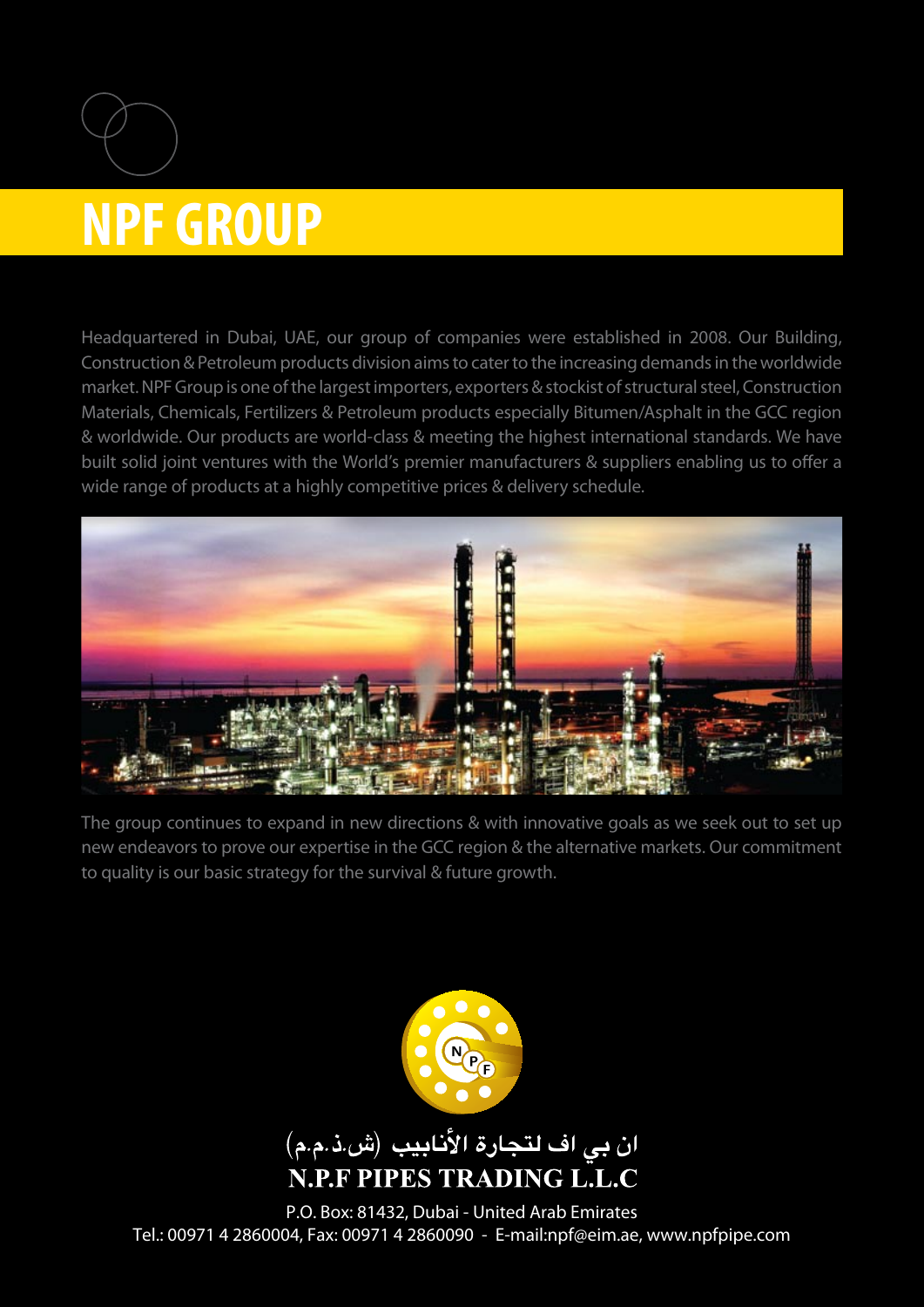# NPF GROUP

Headquartered in Dubai, UAE, our group of companies were established in 2008. Our Building, Construction & Petroleum products division aims to cater to the increasing demands in the worldwide market. NPF Group is one of the largest importers, exporters & stockist of structural steel, Construction Materials, Chemicals, Fertilizers & Petroleum products especially Bitumen/Asphalt in the GCC region & worldwide. Our products are world-class & meeting the highest international standards. We have built solid joint ventures with the World's premier manufacturers & suppliers enabling us to offer a wide range of products at a highly competitive prices & delivery schedule.

The group continues to expand in new directions & with innovative goals as we seek out to set up new endeavors to prove our expertise in the GCC region & the alternative markets. Our commitment to quality is our basic strategy for the survival & future growth.

ان بي اف لتجارة الأنابيب (ش.ذ.م.م)

**N.P.F PIPES TRADING L.L.C**

P.O. Box: 81432, Dubai - United Arab Emirates

Tel.: 00971 4 2860004, Fax: 00971 4 2860090 - E-mail:npf@eim.ae, www.npfpipe.com